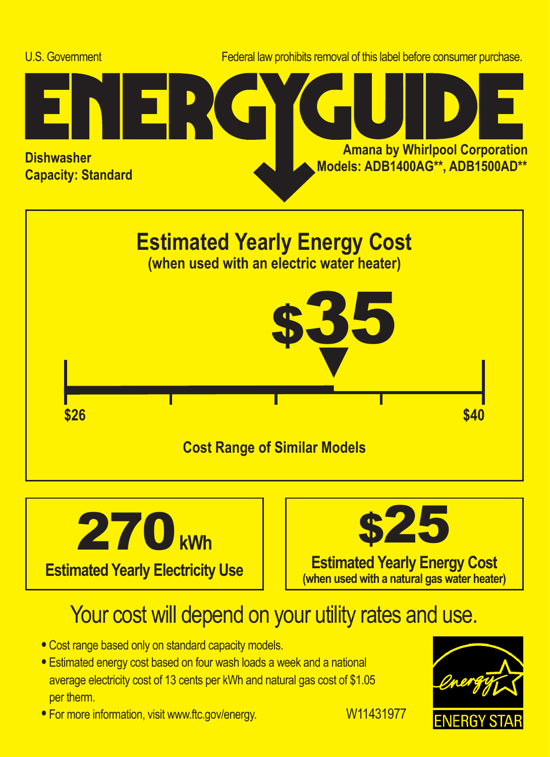U.S. Government

Federal law prohibits removal of this label before consumer purchase.

# ENERGYGUIDE

**Dishwasher**
**Capacity: Standard**

**Amana by Whirlpool Corporation**
**Models: ADB1400AG**, ADB1500AD****

## Estimated Yearly Energy Cost
**(when used with an electric water heater)**

# $35

**$26** — **$40**

**Cost Range of Similar Models**

# 270 kWh
**Estimated Yearly Electricity Use**

# $25
**Estimated Yearly Energy Cost**
**(when used with a natural gas water heater)**

## Your cost will depend on your utility rates and use.

- Cost range based only on standard capacity models.
- Estimated energy cost based on four wash loads a week and a national average electricity cost of 13 cents per kWh and natural gas cost of $1.05 per therm.
- For more information, visit www.ftc.gov/energy.

W11431977

ENERGY STAR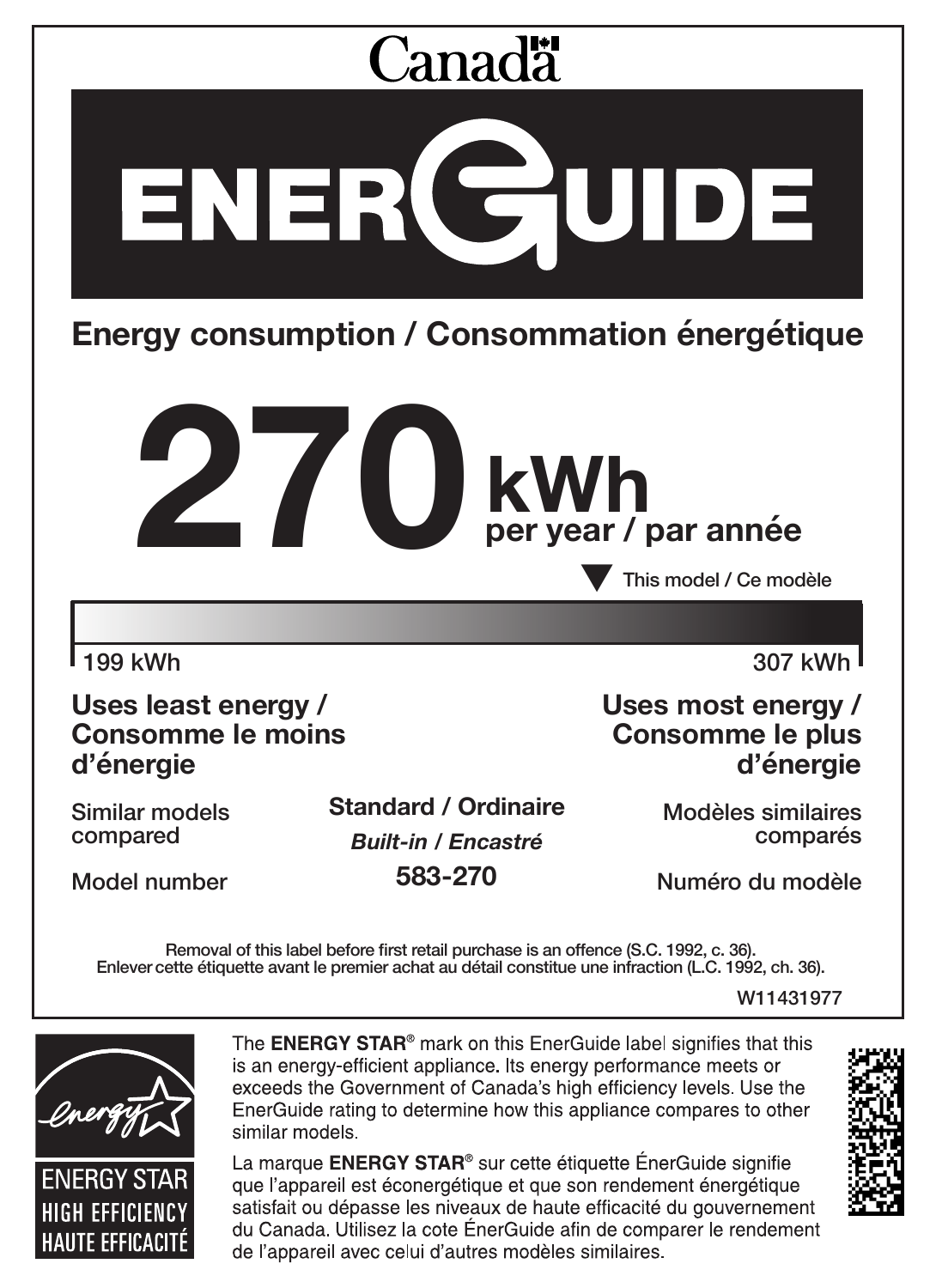Canada

# ENERGUIDE

## Energy consumption / Consommation énergétique

# 270 kWh

**per year / par année**

This model / Ce modèle

199 kWh

307 kWh

**Uses least energy / Consomme le moins d'énergie**

**Uses most energy / Consomme le plus d'énergie**

Similar models compared

**Standard / Ordinaire**

***Built-in / Encastré***

Modèles similaires comparés

Model number

**583-270**

Numéro du modèle

Removal of this label before first retail purchase is an offence (S.C. 1992, c. 36).
Enlever cette étiquette avant le premier achat au détail constitue une infraction (L.C. 1992, ch. 36).

W11431977

ENERGY STAR
HIGH EFFICIENCY
HAUTE EFFICACITÉ

The **ENERGY STAR**® mark on this EnerGuide label signifies that this is an energy-efficient appliance. Its energy performance meets or exceeds the Government of Canada's high efficiency levels. Use the EnerGuide rating to determine how this appliance compares to other similar models.

La marque **ENERGY STAR**® sur cette étiquette ÉnerGuide signifie que l'appareil est éconergétique et que son rendement énergétique satisfait ou dépasse les niveaux de haute efficacité du gouvernement du Canada. Utilisez la cote ÉnerGuide afin de comparer le rendement de l'appareil avec celui d'autres modèles similaires.